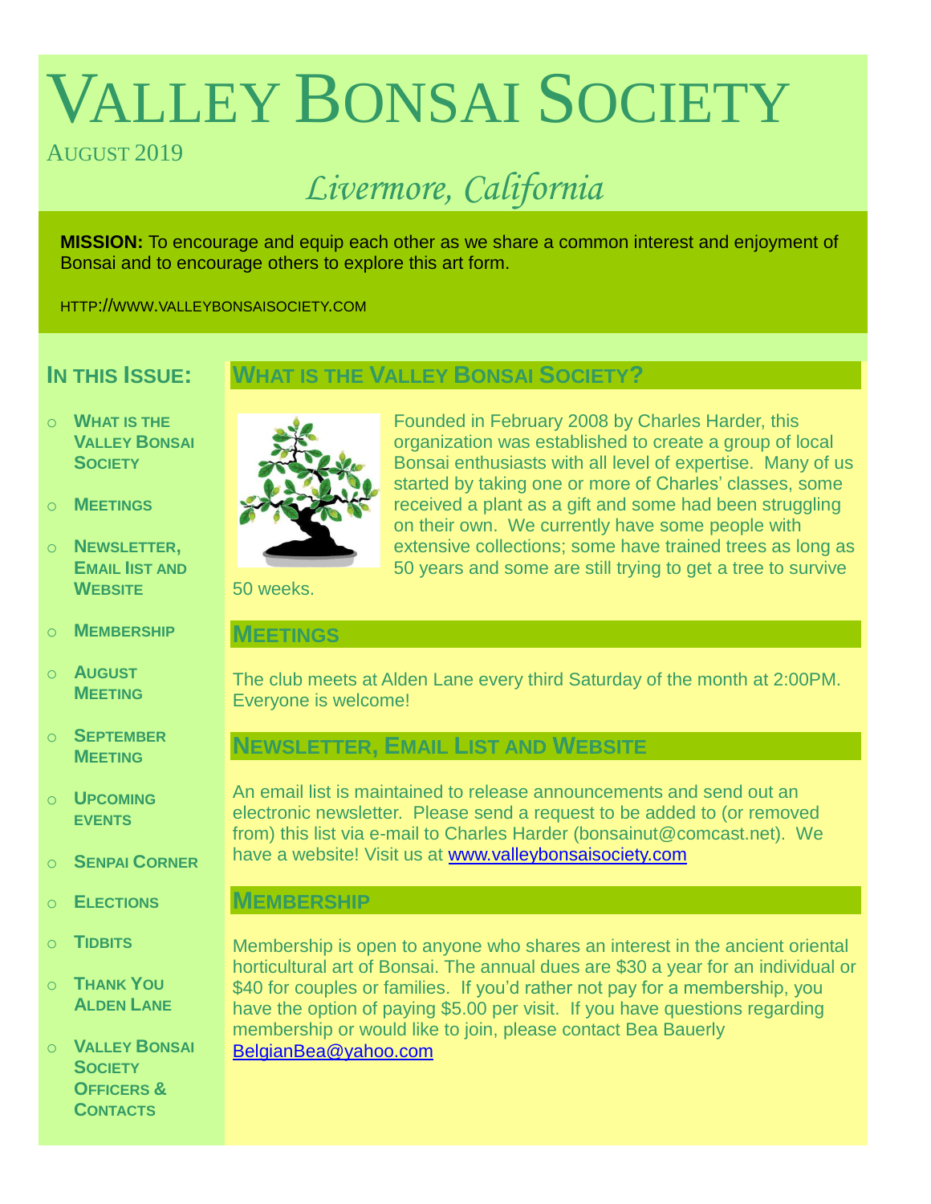# Valley Bonsai Society

August 2019

*Livermore, California*

**MISSION:** To encourage and equip each other as we share a common interest and enjoyment of Bonsai and to encourage others to explore this art form.

HTTP://WWW.VALLEYBONSAISOCIETY.COM

## In this Issue:

- What is the Valley Bonsai Society
- Meetings
- Newsletter, Email list and Website
- Membership
- August Meeting
- September Meeting
- Upcoming events
- Senpai Corner
- Elections
- Tidbits
- Thank You Alden Lane
- Valley Bonsai Society Officers & Contacts

## What is the Valley Bonsai Society?

Founded in February 2008 by Charles Harder, this organization was established to create a group of local Bonsai enthusiasts with all level of expertise. Many of us started by taking one or more of Charles' classes, some received a plant as a gift and some had been struggling on their own. We currently have some people with extensive collections; some have trained trees as long as 50 years and some are still trying to get a tree to survive 50 weeks.

## Meetings

The club meets at Alden Lane every third Saturday of the month at 2:00PM. Everyone is welcome!

## Newsletter, Email List and Website

An email list is maintained to release announcements and send out an electronic newsletter. Please send a request to be added to (or removed from) this list via e-mail to Charles Harder (bonsainut@comcast.net). We have a website! Visit us at [www.valleybonsaisociety.com](http://www.valleybonsaisociety.com)

## Membership

Membership is open to anyone who shares an interest in the ancient oriental horticultural art of Bonsai. The annual dues are $30 a year for an individual or $40 for couples or families. If you'd rather not pay for a membership, you have the option of paying $5.00 per visit. If you have questions regarding membership or would like to join, please contact Bea Bauerly [BelgianBea@yahoo.com](mailto:BelgianBea@yahoo.com)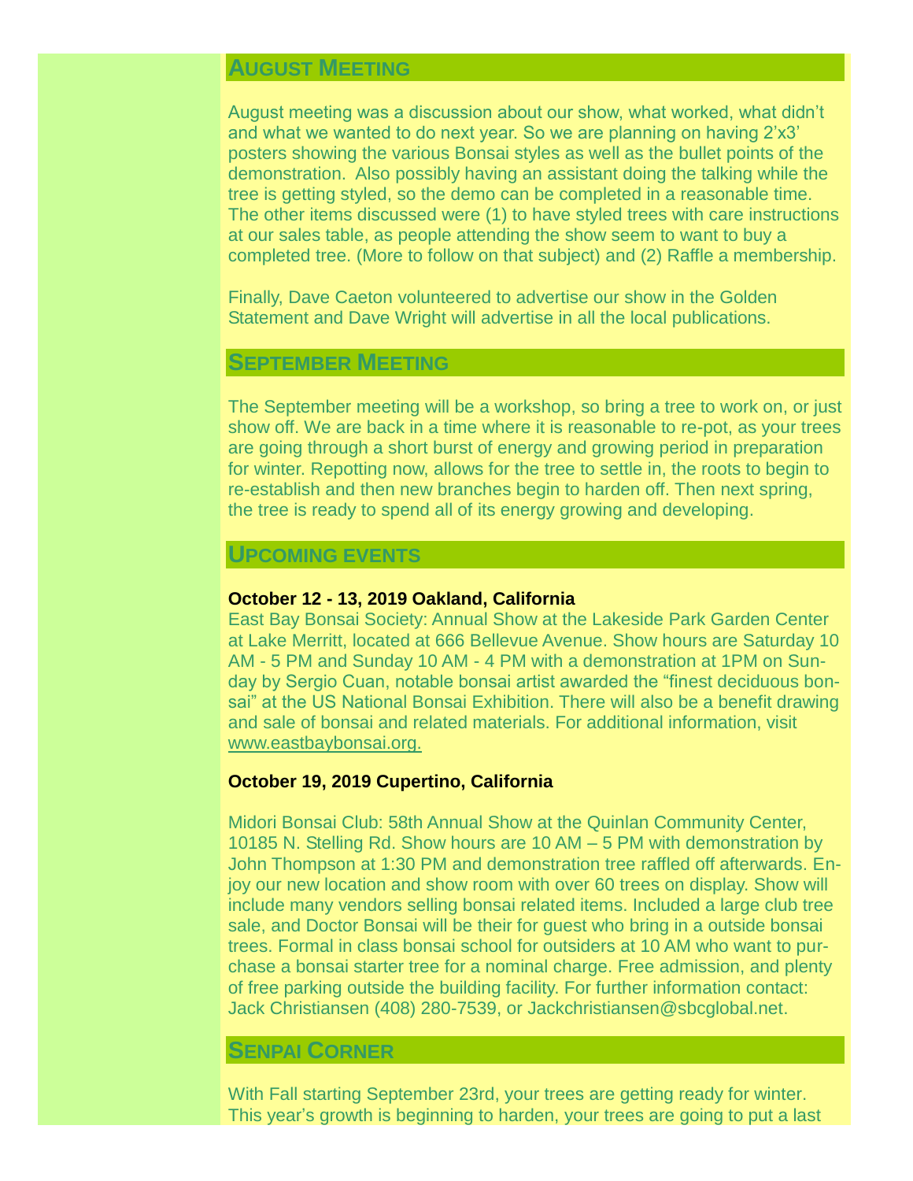## August Meeting

August meeting was a discussion about our show, what worked, what didn't and what we wanted to do next year. So we are planning on having 2'x3' posters showing the various Bonsai styles as well as the bullet points of the demonstration. Also possibly having an assistant doing the talking while the tree is getting styled, so the demo can be completed in a reasonable time. The other items discussed were (1) to have styled trees with care instructions at our sales table, as people attending the show seem to want to buy a completed tree. (More to follow on that subject) and (2) Raffle a membership.

Finally, Dave Caeton volunteered to advertise our show in the Golden Statement and Dave Wright will advertise in all the local publications.

## September Meeting

The September meeting will be a workshop, so bring a tree to work on, or just show off. We are back in a time where it is reasonable to re-pot, as your trees are going through a short burst of energy and growing period in preparation for winter. Repotting now, allows for the tree to settle in, the roots to begin to re-establish and then new branches begin to harden off. Then next spring, the tree is ready to spend all of its energy growing and developing.

## Upcoming events

**October 12 - 13, 2019 Oakland, California**

East Bay Bonsai Society: Annual Show at the Lakeside Park Garden Center at Lake Merritt, located at 666 Bellevue Avenue. Show hours are Saturday 10 AM - 5 PM and Sunday 10 AM - 4 PM with a demonstration at 1PM on Sunday by Sergio Cuan, notable bonsai artist awarded the "finest deciduous bonsai" at the US National Bonsai Exhibition. There will also be a benefit drawing and sale of bonsai and related materials. For additional information, visit www.eastbaybonsai.org.

**October 19, 2019 Cupertino, California**

Midori Bonsai Club: 58th Annual Show at the Quinlan Community Center, 10185 N. Stelling Rd. Show hours are 10 AM – 5 PM with demonstration by John Thompson at 1:30 PM and demonstration tree raffled off afterwards. Enjoy our new location and show room with over 60 trees on display. Show will include many vendors selling bonsai related items. Included a large club tree sale, and Doctor Bonsai will be their for guest who bring in a outside bonsai trees. Formal in class bonsai school for outsiders at 10 AM who want to purchase a bonsai starter tree for a nominal charge. Free admission, and plenty of free parking outside the building facility. For further information contact: Jack Christiansen (408) 280-7539, or Jackchristiansen@sbcglobal.net.

## Senpai Corner

With Fall starting September 23rd, your trees are getting ready for winter. This year's growth is beginning to harden, your trees are going to put a last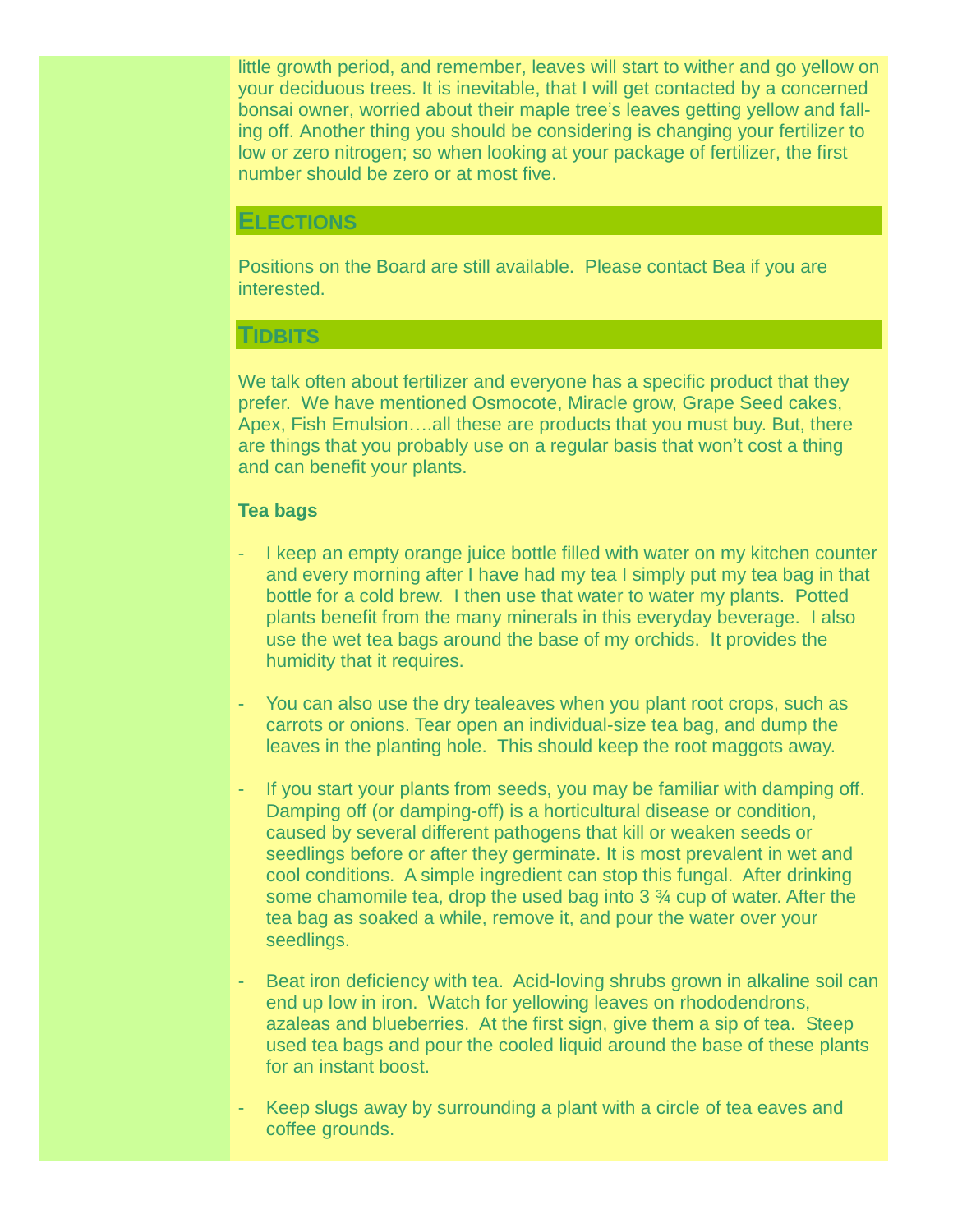little growth period, and remember, leaves will start to wither and go yellow on your deciduous trees. It is inevitable, that I will get contacted by a concerned bonsai owner, worried about their maple tree's leaves getting yellow and falling off. Another thing you should be considering is changing your fertilizer to low or zero nitrogen; so when looking at your package of fertilizer, the first number should be zero or at most five.

## Elections

Positions on the Board are still available. Please contact Bea if you are interested.

## Tidbits

We talk often about fertilizer and everyone has a specific product that they prefer. We have mentioned Osmocote, Miracle grow, Grape Seed cakes, Apex, Fish Emulsion….all these are products that you must buy. But, there are things that you probably use on a regular basis that won't cost a thing and can benefit your plants.

**Tea bags**

- I keep an empty orange juice bottle filled with water on my kitchen counter and every morning after I have had my tea I simply put my tea bag in that bottle for a cold brew. I then use that water to water my plants. Potted plants benefit from the many minerals in this everyday beverage. I also use the wet tea bags around the base of my orchids. It provides the humidity that it requires.

- You can also use the dry tealeaves when you plant root crops, such as carrots or onions. Tear open an individual-size tea bag, and dump the leaves in the planting hole. This should keep the root maggots away.

- If you start your plants from seeds, you may be familiar with damping off. Damping off (or damping-off) is a horticultural disease or condition, caused by several different pathogens that kill or weaken seeds or seedlings before or after they germinate. It is most prevalent in wet and cool conditions. A simple ingredient can stop this fungal. After drinking some chamomile tea, drop the used bag into 3 ¾ cup of water. After the tea bag as soaked a while, remove it, and pour the water over your seedlings.

- Beat iron deficiency with tea. Acid-loving shrubs grown in alkaline soil can end up low in iron. Watch for yellowing leaves on rhododendrons, azaleas and blueberries. At the first sign, give them a sip of tea. Steep used tea bags and pour the cooled liquid around the base of these plants for an instant boost.

- Keep slugs away by surrounding a plant with a circle of tea eaves and coffee grounds.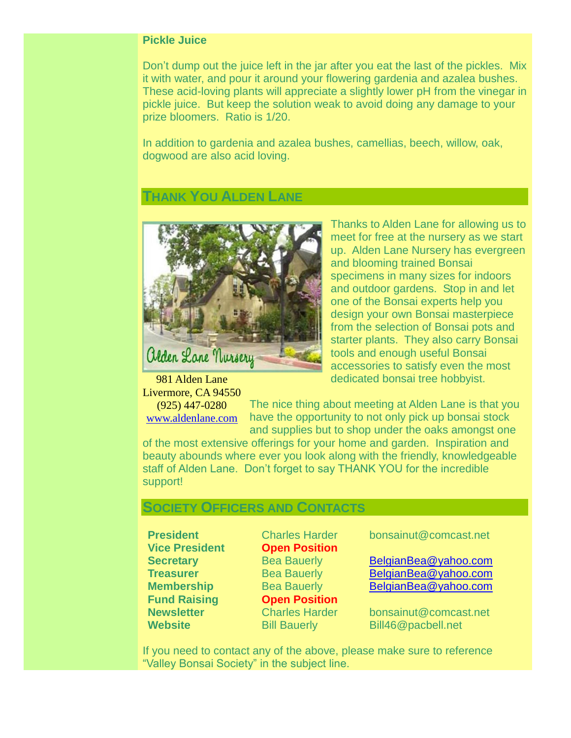**Pickle Juice**

Don't dump out the juice left in the jar after you eat the last of the pickles. Mix it with water, and pour it around your flowering gardenia and azalea bushes. These acid-loving plants will appreciate a slightly lower pH from the vinegar in pickle juice. But keep the solution weak to avoid doing any damage to your prize bloomers. Ratio is 1/20.

In addition to gardenia and azalea bushes, camellias, beech, willow, oak, dogwood are also acid loving.

## THANK YOU ALDEN LANE

Thanks to Alden Lane for allowing us to meet for free at the nursery as we start up. Alden Lane Nursery has evergreen and blooming trained Bonsai specimens in many sizes for indoors and outdoor gardens. Stop in and let one of the Bonsai experts help you design your own Bonsai masterpiece from the selection of Bonsai pots and starter plants. They also carry Bonsai tools and enough useful Bonsai accessories to satisfy even the most dedicated bonsai tree hobbyist.

Alden Lane Nursery

981 Alden Lane
Livermore, CA 94550
(925) 447-0280
www.aldenlane.com

The nice thing about meeting at Alden Lane is that you have the opportunity to not only pick up bonsai stock and supplies but to shop under the oaks amongst one of the most extensive offerings for your home and garden. Inspiration and beauty abounds where ever you look along with the friendly, knowledgeable staff of Alden Lane. Don't forget to say THANK YOU for the incredible support!

## SOCIETY OFFICERS AND CONTACTS

| | | |
|---|---|---|
| **President** | Charles Harder | bonsainut@comcast.net |
| **Vice President** | **Open Position** | |
| **Secretary** | Bea Bauerly | BelgianBea@yahoo.com |
| **Treasurer** | Bea Bauerly | BelgianBea@yahoo.com |
| **Membership** | Bea Bauerly | BelgianBea@yahoo.com |
| **Fund Raising** | **Open Position** | |
| **Newsletter** | Charles Harder | bonsainut@comcast.net |
| **Website** | Bill Bauerly | Bill46@pacbell.net |

If you need to contact any of the above, please make sure to reference "Valley Bonsai Society" in the subject line.